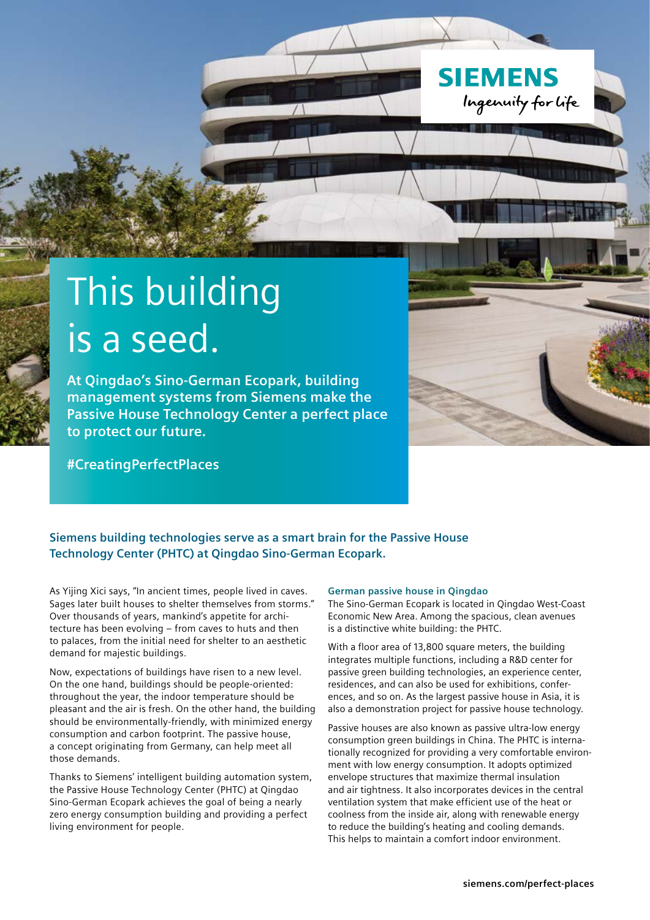SIEMENS

Ingenuity for life

# This building is a seed.

**At Qingdao's Sino-German Ecopark, building management systems from Siemens make the Passive House Technology Center a perfect place to protect our future.**

**#CreatingPerfectPlaces**

## Siemens building technologies serve as a smart brain for the Passive House Technology Center (PHTC) at Qingdao Sino-German Ecopark.

As Yijing Xici says, "In ancient times, people lived in caves. Sages later built houses to shelter themselves from storms." Over thousands of years, mankind's appetite for architecture has been evolving – from caves to huts and then to palaces, from the initial need for shelter to an aesthetic demand for majestic buildings.

Now, expectations of buildings have risen to a new level. On the one hand, buildings should be people-oriented: throughout the year, the indoor temperature should be pleasant and the air is fresh. On the other hand, the building should be environmentally-friendly, with minimized energy consumption and carbon footprint. The passive house, a concept originating from Germany, can help meet all those demands.

Thanks to Siemens' intelligent building automation system, the Passive House Technology Center (PHTC) at Qingdao Sino-German Ecopark achieves the goal of being a nearly zero energy consumption building and providing a perfect living environment for people.

### German passive house in Qingdao

The Sino-German Ecopark is located in Qingdao West-Coast Economic New Area. Among the spacious, clean avenues is a distinctive white building: the PHTC.

With a floor area of 13,800 square meters, the building integrates multiple functions, including a R&D center for passive green building technologies, an experience center, residences, and can also be used for exhibitions, conferences, and so on. As the largest passive house in Asia, it is also a demonstration project for passive house technology.

Passive houses are also known as passive ultra-low energy consumption green buildings in China. The PHTC is internationally recognized for providing a very comfortable environment with low energy consumption. It adopts optimized envelope structures that maximize thermal insulation and air tightness. It also incorporates devices in the central ventilation system that make efficient use of the heat or coolness from the inside air, along with renewable energy to reduce the building's heating and cooling demands. This helps to maintain a comfort indoor environment.

siemens.com/perfect-places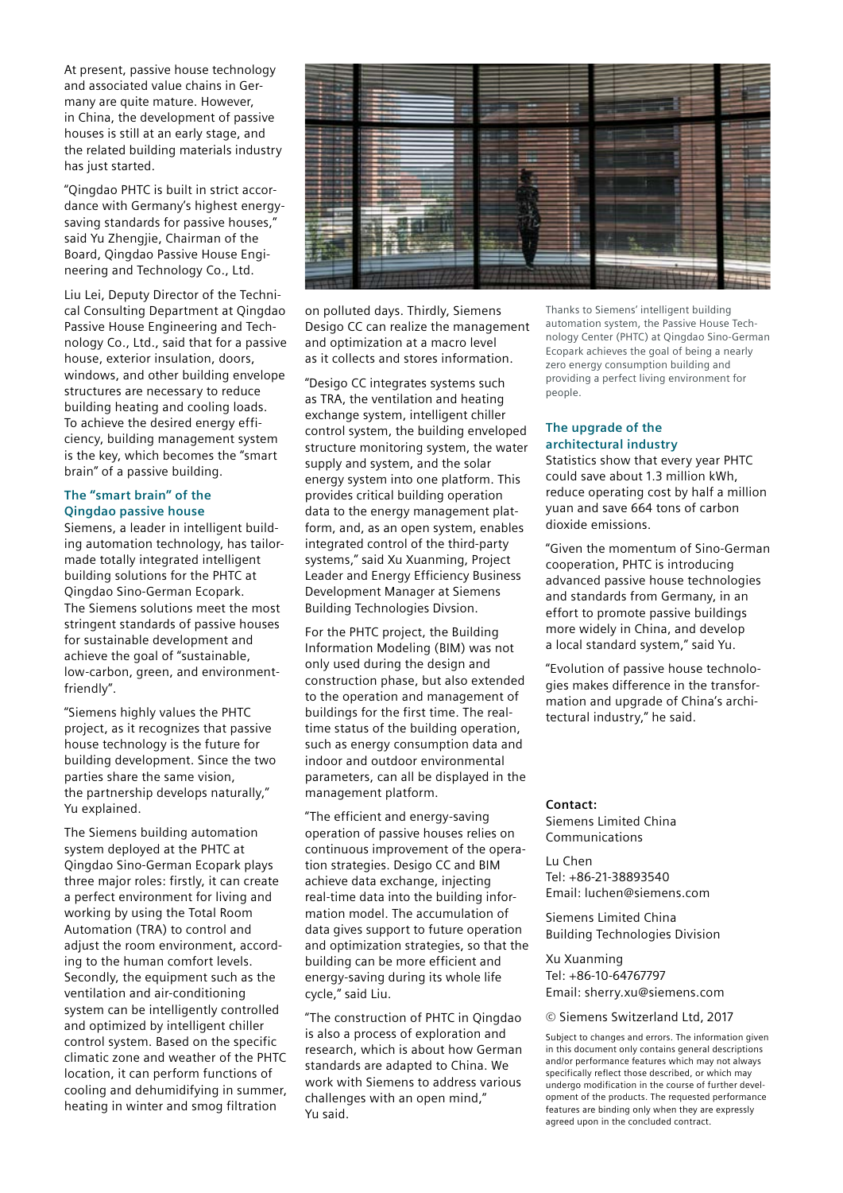At present, passive house technology and associated value chains in Germany are quite mature. However, in China, the development of passive houses is still at an early stage, and the related building materials industry has just started.

"Qingdao PHTC is built in strict accordance with Germany's highest energy-saving standards for passive houses," said Yu Zhengjie, Chairman of the Board, Qingdao Passive House Engineering and Technology Co., Ltd.

Liu Lei, Deputy Director of the Technical Consulting Department at Qingdao Passive House Engineering and Technology Co., Ltd., said that for a passive house, exterior insulation, doors, windows, and other building envelope structures are necessary to reduce building heating and cooling loads. To achieve the desired energy efficiency, building management system is the key, which becomes the "smart brain" of a passive building.

### The "smart brain" of the Qingdao passive house

Siemens, a leader in intelligent building automation technology, has tailor-made totally integrated intelligent building solutions for the PHTC at Qingdao Sino-German Ecopark. The Siemens solutions meet the most stringent standards of passive houses for sustainable development and achieve the goal of "sustainable, low-carbon, green, and environment-friendly".

"Siemens highly values the PHTC project, as it recognizes that passive house technology is the future for building development. Since the two parties share the same vision, the partnership develops naturally," Yu explained.

The Siemens building automation system deployed at the PHTC at Qingdao Sino-German Ecopark plays three major roles: firstly, it can create a perfect environment for living and working by using the Total Room Automation (TRA) to control and adjust the room environment, according to the human comfort levels. Secondly, the equipment such as the ventilation and air-conditioning system can be intelligently controlled and optimized by intelligent chiller control system. Based on the specific climatic zone and weather of the PHTC location, it can perform functions of cooling and dehumidifying in summer, heating in winter and smog filtration on polluted days. Thirdly, Siemens Desigo CC can realize the management and optimization at a macro level as it collects and stores information.

"Desigo CC integrates systems such as TRA, the ventilation and heating exchange system, intelligent chiller control system, the building enveloped structure monitoring system, the water supply and system, and the solar energy system into one platform. This provides critical building operation data to the energy management platform, and, as an open system, enables integrated control of the third-party systems," said Xu Xuanming, Project Leader and Energy Efficiency Business Development Manager at Siemens Building Technologies Divsion.

For the PHTC project, the Building Information Modeling (BIM) was not only used during the design and construction phase, but also extended to the operation and management of buildings for the first time. The real-time status of the building operation, such as energy consumption data and indoor and outdoor environmental parameters, can all be displayed in the management platform.

"The efficient and energy-saving operation of passive houses relies on continuous improvement of the operation strategies. Desigo CC and BIM achieve data exchange, injecting real-time data into the building information model. The accumulation of data gives support to future operation and optimization strategies, so that the building can be more efficient and energy-saving during its whole life cycle," said Liu.

"The construction of PHTC in Qingdao is also a process of exploration and research, which is about how German standards are adapted to China. We work with Siemens to address various challenges with an open mind," Yu said.

Thanks to Siemens' intelligent building automation system, the Passive House Technology Center (PHTC) at Qingdao Sino-German Ecopark achieves the goal of being a nearly zero energy consumption building and providing a perfect living environment for people.

### The upgrade of the architectural industry

Statistics show that every year PHTC could save about 1.3 million kWh, reduce operating cost by half a million yuan and save 664 tons of carbon dioxide emissions.

"Given the momentum of Sino-German cooperation, PHTC is introducing advanced passive house technologies and standards from Germany, in an effort to promote passive buildings more widely in China, and develop a local standard system," said Yu.

"Evolution of passive house technologies makes difference in the transformation and upgrade of China's architectural industry," he said.

**Contact:**

Siemens Limited China
Communications

Lu Chen
Tel: +86-21-38893540
Email: luchen@siemens.com

Siemens Limited China
Building Technologies Division

Xu Xuanming
Tel: +86-10-64767797
Email: sherry.xu@siemens.com

© Siemens Switzerland Ltd, 2017

Subject to changes and errors. The information given in this document only contains general descriptions and/or performance features which may not always specifically reflect those described, or which may undergo modification in the course of further development of the products. The requested performance features are binding only when they are expressly agreed upon in the concluded contract.